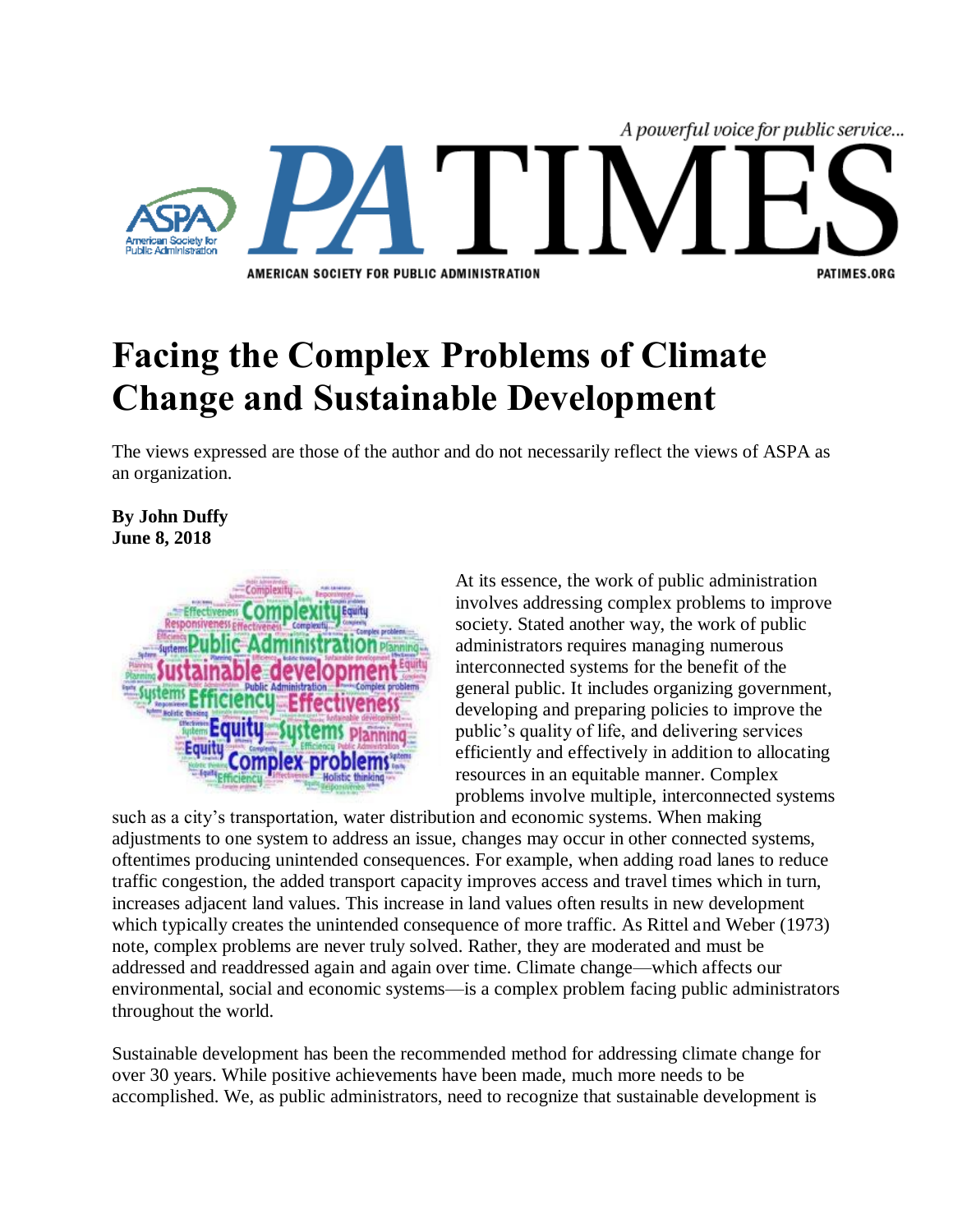# Facing the Complex Problems of Climate Change and Sustainable Development

The views expressed are those of the author and do not necessarily reflect the views of ASPA as an organization.

**By John Duffy**
**June 8, 2018**

At its essence, the work of public administration involves addressing complex problems to improve society. Stated another way, the work of public administrators requires managing numerous interconnected systems for the benefit of the general public. It includes organizing government, developing and preparing policies to improve the public's quality of life, and delivering services efficiently and effectively in addition to allocating resources in an equitable manner. Complex problems involve multiple, interconnected systems such as a city's transportation, water distribution and economic systems. When making adjustments to one system to address an issue, changes may occur in other connected systems, oftentimes producing unintended consequences. For example, when adding road lanes to reduce traffic congestion, the added transport capacity improves access and travel times which in turn, increases adjacent land values. This increase in land values often results in new development which typically creates the unintended consequence of more traffic. As Rittel and Weber (1973) note, complex problems are never truly solved. Rather, they are moderated and must be addressed and readdressed again and again over time. Climate change—which affects our environmental, social and economic systems—is a complex problem facing public administrators throughout the world.

Sustainable development has been the recommended method for addressing climate change for over 30 years. While positive achievements have been made, much more needs to be accomplished. We, as public administrators, need to recognize that sustainable development is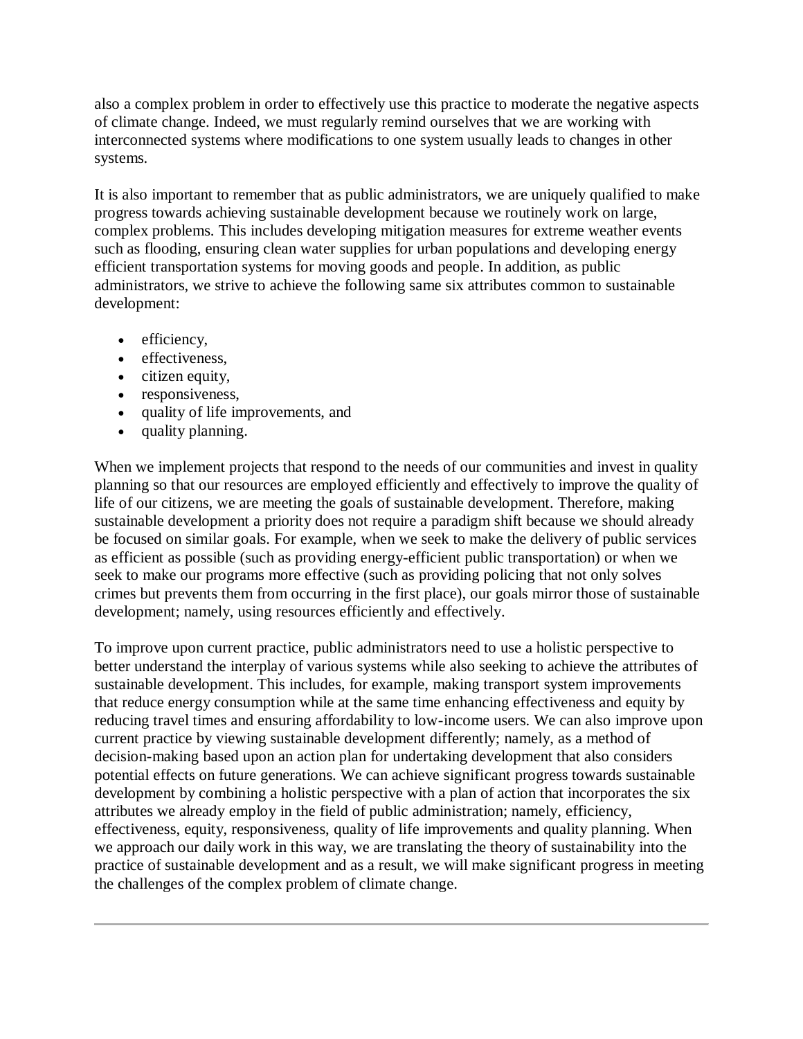also a complex problem in order to effectively use this practice to moderate the negative aspects of climate change. Indeed, we must regularly remind ourselves that we are working with interconnected systems where modifications to one system usually leads to changes in other systems.

It is also important to remember that as public administrators, we are uniquely qualified to make progress towards achieving sustainable development because we routinely work on large, complex problems. This includes developing mitigation measures for extreme weather events such as flooding, ensuring clean water supplies for urban populations and developing energy efficient transportation systems for moving goods and people. In addition, as public administrators, we strive to achieve the following same six attributes common to sustainable development:

- efficiency,
- effectiveness,
- citizen equity,
- responsiveness,
- quality of life improvements, and
- quality planning.

When we implement projects that respond to the needs of our communities and invest in quality planning so that our resources are employed efficiently and effectively to improve the quality of life of our citizens, we are meeting the goals of sustainable development. Therefore, making sustainable development a priority does not require a paradigm shift because we should already be focused on similar goals. For example, when we seek to make the delivery of public services as efficient as possible (such as providing energy-efficient public transportation) or when we seek to make our programs more effective (such as providing policing that not only solves crimes but prevents them from occurring in the first place), our goals mirror those of sustainable development; namely, using resources efficiently and effectively.

To improve upon current practice, public administrators need to use a holistic perspective to better understand the interplay of various systems while also seeking to achieve the attributes of sustainable development. This includes, for example, making transport system improvements that reduce energy consumption while at the same time enhancing effectiveness and equity by reducing travel times and ensuring affordability to low-income users. We can also improve upon current practice by viewing sustainable development differently; namely, as a method of decision-making based upon an action plan for undertaking development that also considers potential effects on future generations. We can achieve significant progress towards sustainable development by combining a holistic perspective with a plan of action that incorporates the six attributes we already employ in the field of public administration; namely, efficiency, effectiveness, equity, responsiveness, quality of life improvements and quality planning. When we approach our daily work in this way, we are translating the theory of sustainability into the practice of sustainable development and as a result, we will make significant progress in meeting the challenges of the complex problem of climate change.

---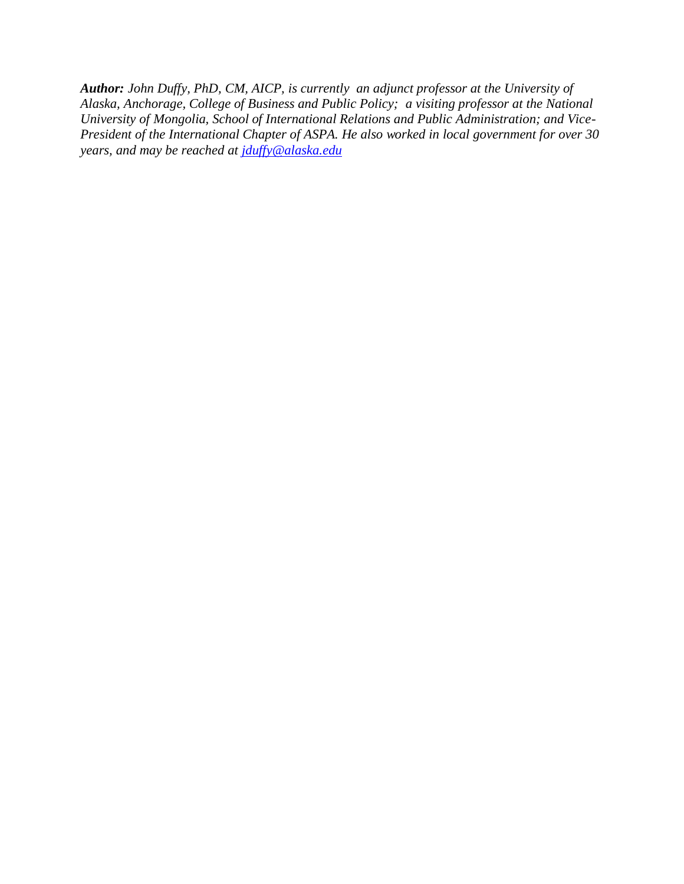***Author:*** *John Duffy, PhD, CM, AICP, is currently an adjunct professor at the University of Alaska, Anchorage, College of Business and Public Policy; a visiting professor at the National University of Mongolia, School of International Relations and Public Administration; and Vice-President of the International Chapter of ASPA. He also worked in local government for over 30 years, and may be reached at [jduffy@alaska.edu](mailto:jduffy@alaska.edu)*